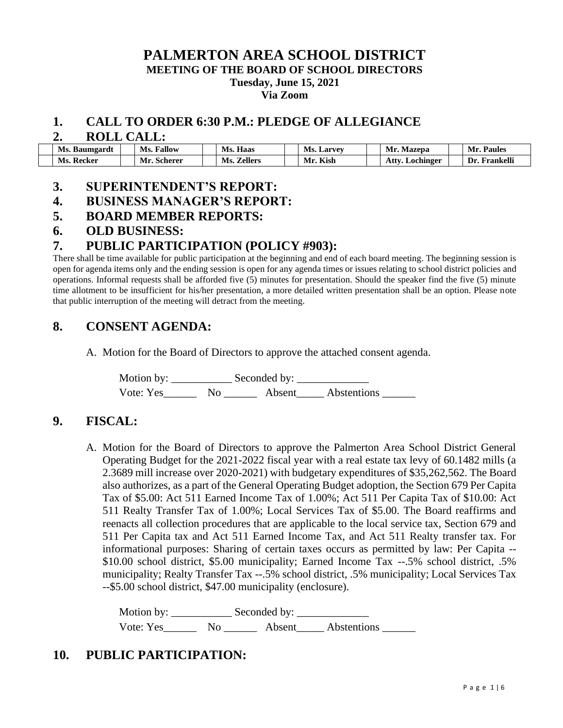# PALMERTON AREA SCHOOL DISTRICT

**MEETING OF THE BOARD OF SCHOOL DIRECTORS**

**Tuesday, June 15, 2021**

**Via Zoom**

## 1. CALL TO ORDER 6:30 P.M.: PLEDGE OF ALLEGIANCE

## 2. ROLL CALL:

| | Ms. Baumgardt | | Ms. Fallow | | Ms. Haas | | Ms. Larvey | | Mr. Mazepa | | Mr. Paules |
|---|---|---|---|---|---|---|---|---|---|---|---|
| | Ms. Recker | | Mr. Scherer | | Ms. Zellers | | Mr. Kish | | Atty. Lochinger | | Dr. Frankelli |

## 3. SUPERINTENDENT'S REPORT:

## 4. BUSINESS MANAGER'S REPORT:

## 5. BOARD MEMBER REPORTS:

## 6. OLD BUSINESS:

## 7. PUBLIC PARTICIPATION (POLICY #903):

There shall be time available for public participation at the beginning and end of each board meeting. The beginning session is open for agenda items only and the ending session is open for any agenda times or issues relating to school district policies and operations. Informal requests shall be afforded five (5) minutes for presentation. Should the speaker find the five (5) minute time allotment to be insufficient for his/her presentation, a more detailed written presentation shall be an option. Please note that public interruption of the meeting will detract from the meeting.

## 8. CONSENT AGENDA:

A. Motion for the Board of Directors to approve the attached consent agenda.

Motion by: ___________ Seconded by: _____________

Vote: Yes______ No ______ Absent_____ Abstentions ______

## 9. FISCAL:

A. Motion for the Board of Directors to approve the Palmerton Area School District General Operating Budget for the 2021-2022 fiscal year with a real estate tax levy of 60.1482 mills (a 2.3689 mill increase over 2020-2021) with budgetary expenditures of $35,262,562. The Board also authorizes, as a part of the General Operating Budget adoption, the Section 679 Per Capita Tax of $5.00: Act 511 Earned Income Tax of 1.00%; Act 511 Per Capita Tax of $10.00: Act 511 Realty Transfer Tax of 1.00%; Local Services Tax of $5.00. The Board reaffirms and reenacts all collection procedures that are applicable to the local service tax, Section 679 and 511 Per Capita tax and Act 511 Earned Income Tax, and Act 511 Realty transfer tax. For informational purposes: Sharing of certain taxes occurs as permitted by law: Per Capita -- $10.00 school district, $5.00 municipality; Earned Income Tax --.5% school district, .5% municipality; Realty Transfer Tax --.5% school district, .5% municipality; Local Services Tax --$5.00 school district, $47.00 municipality (enclosure).

Motion by: ___________ Seconded by: _____________

Vote: Yes______ No ______ Absent_____ Abstentions ______

## 10. PUBLIC PARTICIPATION: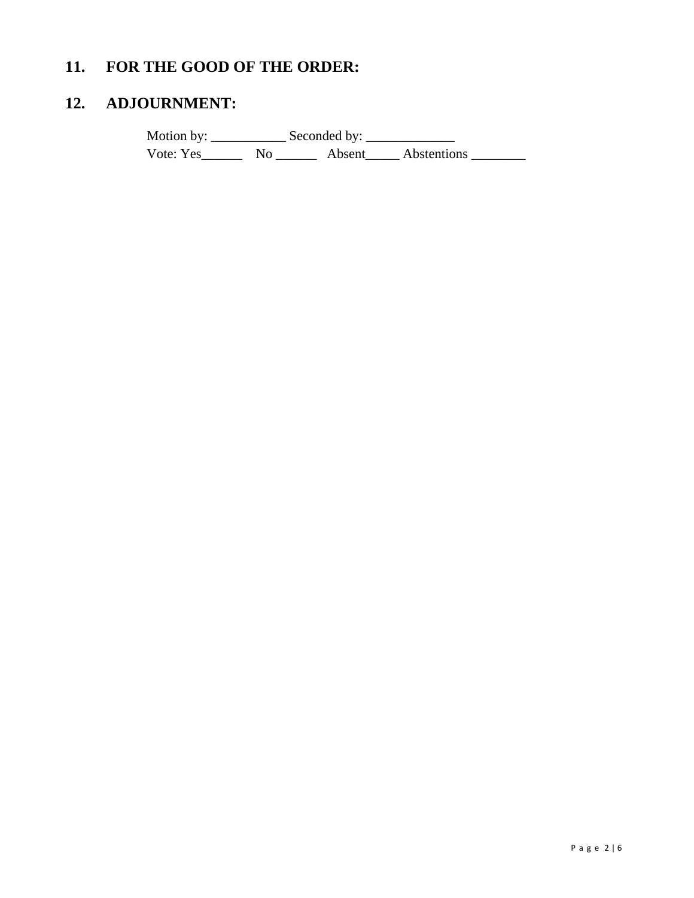## 11. FOR THE GOOD OF THE ORDER:

## 12. ADJOURNMENT:

Motion by: ___________ Seconded by: _____________
Vote: Yes______ No ______ Absent_____ Abstentions ________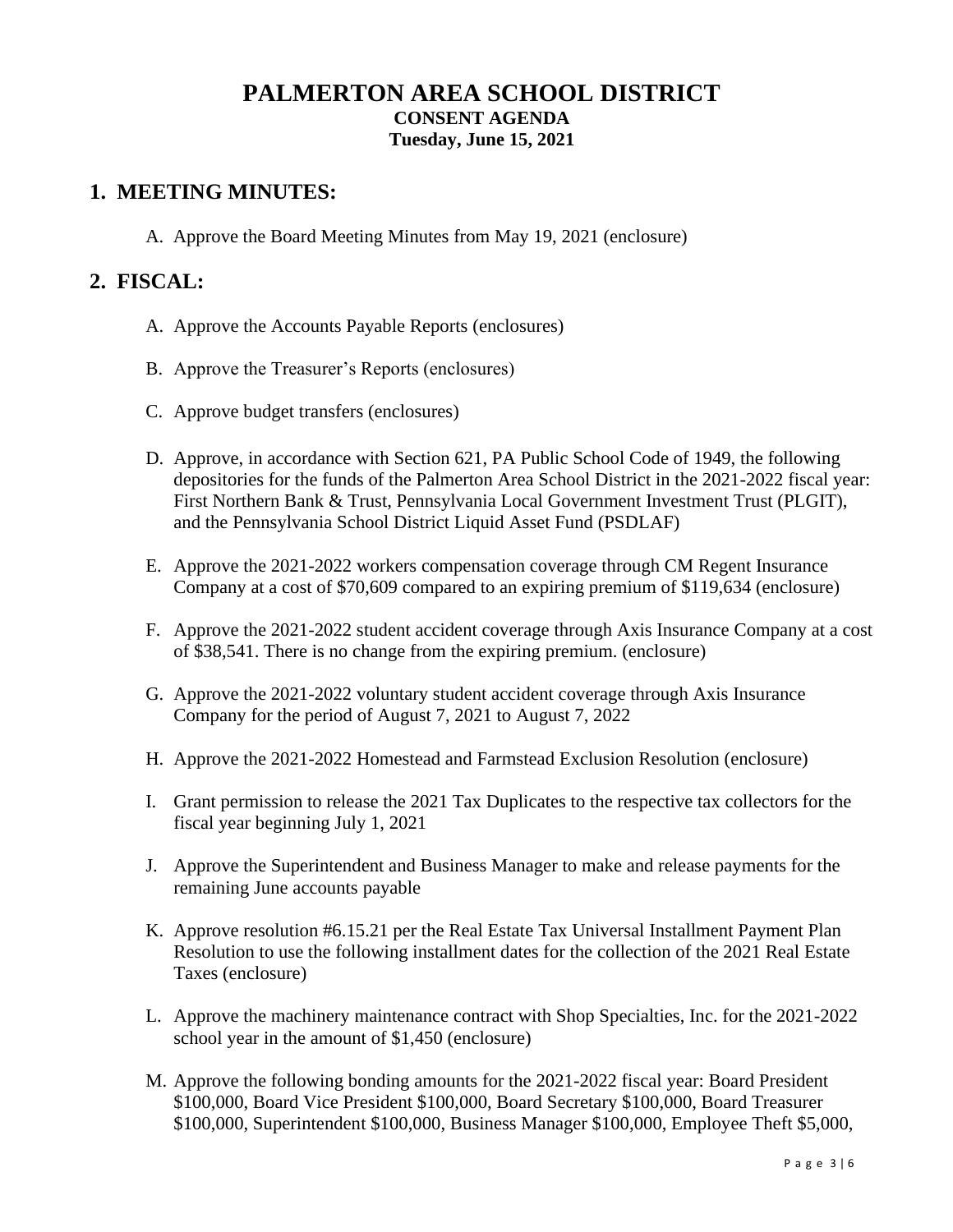# PALMERTON AREA SCHOOL DISTRICT

**CONSENT AGENDA**

**Tuesday, June 15, 2021**

## 1. MEETING MINUTES:

A. Approve the Board Meeting Minutes from May 19, 2021 (enclosure)

## 2. FISCAL:

A. Approve the Accounts Payable Reports (enclosures)

B. Approve the Treasurer's Reports (enclosures)

C. Approve budget transfers (enclosures)

D. Approve, in accordance with Section 621, PA Public School Code of 1949, the following depositories for the funds of the Palmerton Area School District in the 2021-2022 fiscal year: First Northern Bank & Trust, Pennsylvania Local Government Investment Trust (PLGIT), and the Pennsylvania School District Liquid Asset Fund (PSDLAF)

E. Approve the 2021-2022 workers compensation coverage through CM Regent Insurance Company at a cost of $70,609 compared to an expiring premium of $119,634 (enclosure)

F. Approve the 2021-2022 student accident coverage through Axis Insurance Company at a cost of $38,541. There is no change from the expiring premium. (enclosure)

G. Approve the 2021-2022 voluntary student accident coverage through Axis Insurance Company for the period of August 7, 2021 to August 7, 2022

H. Approve the 2021-2022 Homestead and Farmstead Exclusion Resolution (enclosure)

I. Grant permission to release the 2021 Tax Duplicates to the respective tax collectors for the fiscal year beginning July 1, 2021

J. Approve the Superintendent and Business Manager to make and release payments for the remaining June accounts payable

K. Approve resolution #6.15.21 per the Real Estate Tax Universal Installment Payment Plan Resolution to use the following installment dates for the collection of the 2021 Real Estate Taxes (enclosure)

L. Approve the machinery maintenance contract with Shop Specialties, Inc. for the 2021-2022 school year in the amount of $1,450 (enclosure)

M. Approve the following bonding amounts for the 2021-2022 fiscal year: Board President $100,000, Board Vice President $100,000, Board Secretary $100,000, Board Treasurer $100,000, Superintendent $100,000, Business Manager $100,000, Employee Theft $5,000,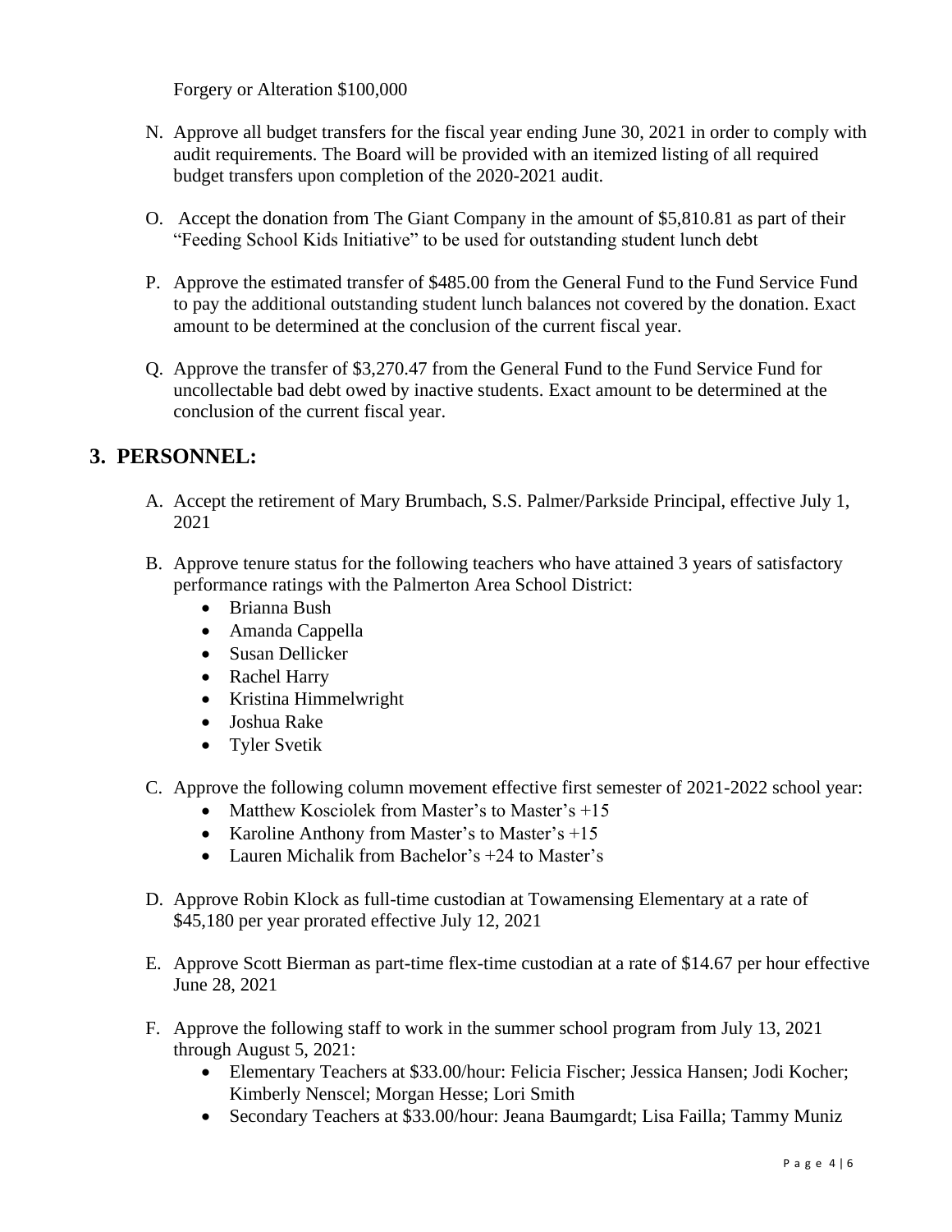Forgery or Alteration $100,000

N. Approve all budget transfers for the fiscal year ending June 30, 2021 in order to comply with audit requirements. The Board will be provided with an itemized listing of all required budget transfers upon completion of the 2020-2021 audit.

O. Accept the donation from The Giant Company in the amount of $5,810.81 as part of their "Feeding School Kids Initiative" to be used for outstanding student lunch debt

P. Approve the estimated transfer of $485.00 from the General Fund to the Fund Service Fund to pay the additional outstanding student lunch balances not covered by the donation. Exact amount to be determined at the conclusion of the current fiscal year.

Q. Approve the transfer of $3,270.47 from the General Fund to the Fund Service Fund for uncollectable bad debt owed by inactive students. Exact amount to be determined at the conclusion of the current fiscal year.

## 3. PERSONNEL:

A. Accept the retirement of Mary Brumbach, S.S. Palmer/Parkside Principal, effective July 1, 2021

B. Approve tenure status for the following teachers who have attained 3 years of satisfactory performance ratings with the Palmerton Area School District:
- Brianna Bush
- Amanda Cappella
- Susan Dellicker
- Rachel Harry
- Kristina Himmelwright
- Joshua Rake
- Tyler Svetik

C. Approve the following column movement effective first semester of 2021-2022 school year:
- Matthew Kosciolek from Master's to Master's +15
- Karoline Anthony from Master's to Master's +15
- Lauren Michalik from Bachelor's +24 to Master's

D. Approve Robin Klock as full-time custodian at Towamensing Elementary at a rate of $45,180 per year prorated effective July 12, 2021

E. Approve Scott Bierman as part-time flex-time custodian at a rate of $14.67 per hour effective June 28, 2021

F. Approve the following staff to work in the summer school program from July 13, 2021 through August 5, 2021:
- Elementary Teachers at $33.00/hour: Felicia Fischer; Jessica Hansen; Jodi Kocher; Kimberly Nenscel; Morgan Hesse; Lori Smith
- Secondary Teachers at $33.00/hour: Jeana Baumgardt; Lisa Failla; Tammy Muniz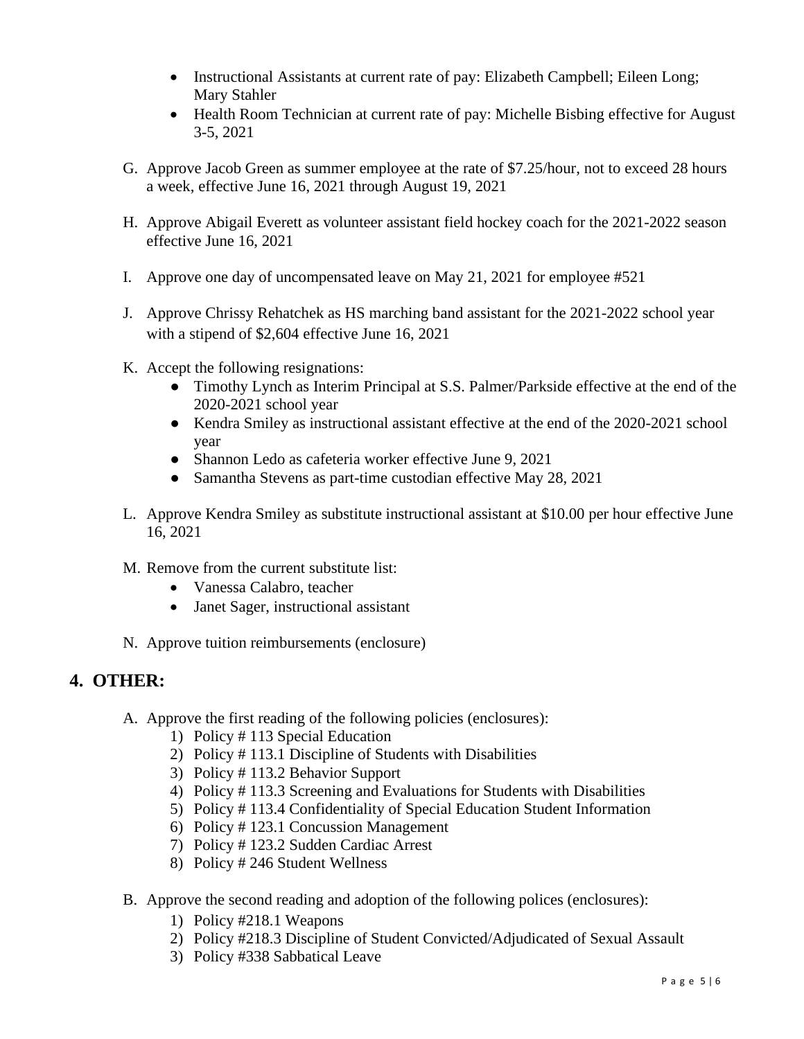- Instructional Assistants at current rate of pay: Elizabeth Campbell; Eileen Long; Mary Stahler
- Health Room Technician at current rate of pay: Michelle Bisbing effective for August 3-5, 2021

G. Approve Jacob Green as summer employee at the rate of $7.25/hour, not to exceed 28 hours a week, effective June 16, 2021 through August 19, 2021

H. Approve Abigail Everett as volunteer assistant field hockey coach for the 2021-2022 season effective June 16, 2021

I. Approve one day of uncompensated leave on May 21, 2021 for employee #521

J. Approve Chrissy Rehatchek as HS marching band assistant for the 2021-2022 school year with a stipend of $2,604 effective June 16, 2021

K. Accept the following resignations:
   - Timothy Lynch as Interim Principal at S.S. Palmer/Parkside effective at the end of the 2020-2021 school year
   - Kendra Smiley as instructional assistant effective at the end of the 2020-2021 school year
   - Shannon Ledo as cafeteria worker effective June 9, 2021
   - Samantha Stevens as part-time custodian effective May 28, 2021

L. Approve Kendra Smiley as substitute instructional assistant at $10.00 per hour effective June 16, 2021

M. Remove from the current substitute list:
   - Vanessa Calabro, teacher
   - Janet Sager, instructional assistant

N. Approve tuition reimbursements (enclosure)

## 4. OTHER:

A. Approve the first reading of the following policies (enclosures):
   1) Policy # 113 Special Education
   2) Policy # 113.1 Discipline of Students with Disabilities
   3) Policy # 113.2 Behavior Support
   4) Policy # 113.3 Screening and Evaluations for Students with Disabilities
   5) Policy # 113.4 Confidentiality of Special Education Student Information
   6) Policy # 123.1 Concussion Management
   7) Policy # 123.2 Sudden Cardiac Arrest
   8) Policy # 246 Student Wellness

B. Approve the second reading and adoption of the following polices (enclosures):
   1) Policy #218.1 Weapons
   2) Policy #218.3 Discipline of Student Convicted/Adjudicated of Sexual Assault
   3) Policy #338 Sabbatical Leave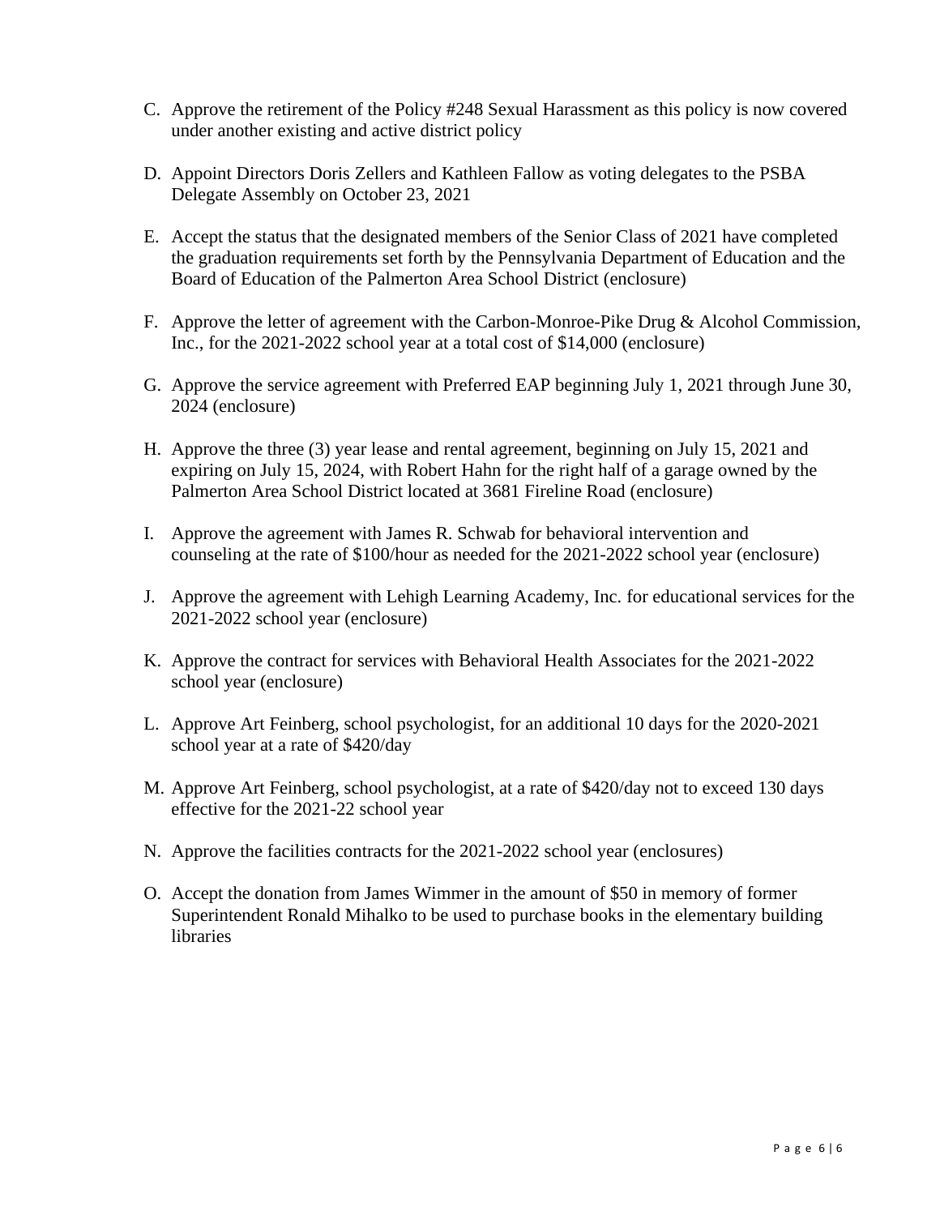C. Approve the retirement of the Policy #248 Sexual Harassment as this policy is now covered under another existing and active district policy

D. Appoint Directors Doris Zellers and Kathleen Fallow as voting delegates to the PSBA Delegate Assembly on October 23, 2021

E. Accept the status that the designated members of the Senior Class of 2021 have completed the graduation requirements set forth by the Pennsylvania Department of Education and the Board of Education of the Palmerton Area School District (enclosure)

F. Approve the letter of agreement with the Carbon-Monroe-Pike Drug & Alcohol Commission, Inc., for the 2021-2022 school year at a total cost of $14,000 (enclosure)

G. Approve the service agreement with Preferred EAP beginning July 1, 2021 through June 30, 2024 (enclosure)

H. Approve the three (3) year lease and rental agreement, beginning on July 15, 2021 and expiring on July 15, 2024, with Robert Hahn for the right half of a garage owned by the Palmerton Area School District located at 3681 Fireline Road (enclosure)

I. Approve the agreement with James R. Schwab for behavioral intervention and counseling at the rate of $100/hour as needed for the 2021-2022 school year (enclosure)

J. Approve the agreement with Lehigh Learning Academy, Inc. for educational services for the 2021-2022 school year (enclosure)

K. Approve the contract for services with Behavioral Health Associates for the 2021-2022 school year (enclosure)

L. Approve Art Feinberg, school psychologist, for an additional 10 days for the 2020-2021 school year at a rate of $420/day

M. Approve Art Feinberg, school psychologist, at a rate of $420/day not to exceed 130 days effective for the 2021-22 school year

N. Approve the facilities contracts for the 2021-2022 school year (enclosures)

O. Accept the donation from James Wimmer in the amount of $50 in memory of former Superintendent Ronald Mihalko to be used to purchase books in the elementary building libraries